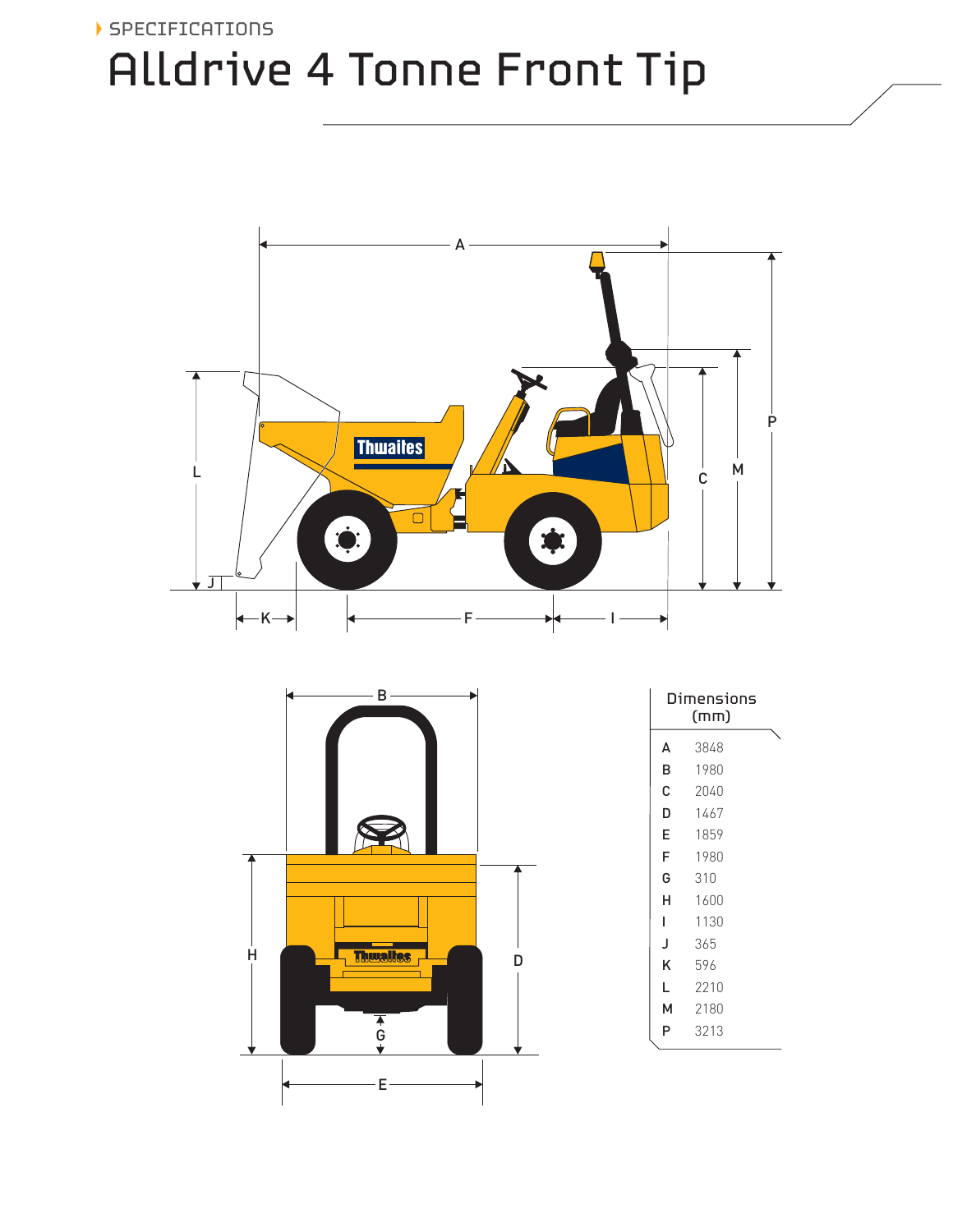SPECIFICATIONS

# Alldrive 4 Tonne Front Tip

A

L

J

K

F

I

C

M

P

B

H

G

D

E

| Dimensions (mm) | |
|---|---|
| A | 3848 |
| B | 1980 |
| C | 2040 |
| D | 1467 |
| E | 1859 |
| F | 1980 |
| G | 310 |
| H | 1600 |
| I | 1130 |
| J | 365 |
| K | 596 |
| L | 2210 |
| M | 2180 |
| P | 3213 |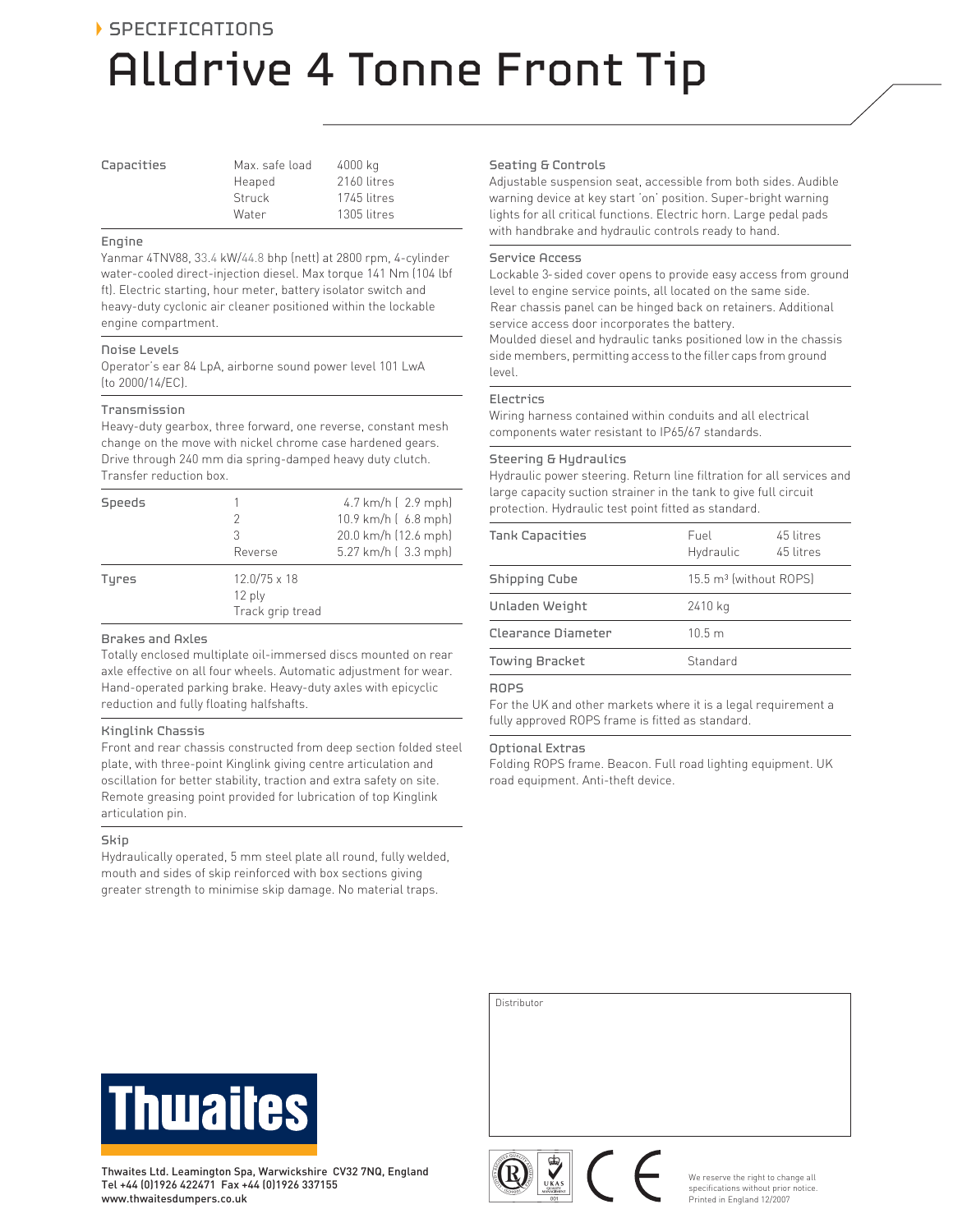SPECIFICATIONS

# Alldrive 4 Tonne Front Tip

| | | |
|---|---|---|
| Capacities | Max. safe load | 4000 kg |
| | Heaped | 2160 litres |
| | Struck | 1745 litres |
| | Water | 1305 litres |

### Engine

Yanmar 4TNV88, 33.4 kW/44.8 bhp (nett) at 2800 rpm, 4-cylinder water-cooled direct-injection diesel. Max torque 141 Nm (104 lbf ft). Electric starting, hour meter, battery isolator switch and heavy-duty cyclonic air cleaner positioned within the lockable engine compartment.

### Noise Levels

Operator's ear 84 LpA, airborne sound power level 101 LwA (to 2000/14/EC).

### Transmission

Heavy-duty gearbox, three forward, one reverse, constant mesh change on the move with nickel chrome case hardened gears. Drive through 240 mm dia spring-damped heavy duty clutch. Transfer reduction box.

| | | |
|---|---|---|
| Speeds | 1 | 4.7 km/h ( 2.9 mph) |
| | 2 | 10.9 km/h ( 6.8 mph) |
| | 3 | 20.0 km/h (12.6 mph) |
| | Reverse | 5.27 km/h ( 3.3 mph) |
| Tyres | 12.0/75 x 18 | |
| | 12 ply | |
| | Track grip tread | |

### Brakes and Axles

Totally enclosed multiplate oil-immersed discs mounted on rear axle effective on all four wheels. Automatic adjustment for wear. Hand-operated parking brake. Heavy-duty axles with epicyclic reduction and fully floating halfshafts.

### Kinglink Chassis

Front and rear chassis constructed from deep section folded steel plate, with three-point Kinglink giving centre articulation and oscillation for better stability, traction and extra safety on site. Remote greasing point provided for lubrication of top Kinglink articulation pin.

### Skip

Hydraulically operated, 5 mm steel plate all round, fully welded, mouth and sides of skip reinforced with box sections giving greater strength to minimise skip damage. No material traps.

### Seating & Controls

Adjustable suspension seat, accessible from both sides. Audible warning device at key start 'on' position. Super-bright warning lights for all critical functions. Electric horn. Large pedal pads with handbrake and hydraulic controls ready to hand.

### Service Access

Lockable 3-sided cover opens to provide easy access from ground level to engine service points, all located on the same side. Rear chassis panel can be hinged back on retainers. Additional service access door incorporates the battery.
Moulded diesel and hydraulic tanks positioned low in the chassis side members, permitting access to the filler caps from ground level.

### Electrics

Wiring harness contained within conduits and all electrical components water resistant to IP65/67 standards.

### Steering & Hydraulics

Hydraulic power steering. Return line filtration for all services and large capacity suction strainer in the tank to give full circuit protection. Hydraulic test point fitted as standard.

| | | |
|---|---|---|
| Tank Capacities | Fuel | 45 litres |
| | Hydraulic | 45 litres |
| Shipping Cube | 15.5 m³ (without ROPS) | |
| Unladen Weight | 2410 kg | |
| Clearance Diameter | 10.5 m | |
| Towing Bracket | Standard | |

### ROPS

For the UK and other markets where it is a legal requirement a fully approved ROPS frame is fitted as standard.

### Optional Extras

Folding ROPS frame. Beacon. Full road lighting equipment. UK road equipment. Anti-theft device.

Distributor

Thwaites

Thwaites Ltd. Leamington Spa, Warwickshire CV32 7NQ, England
Tel +44 (0)1926 422471 Fax +44 (0)1926 337155
www.thwaitesdumpers.co.uk

We reserve the right to change all specifications without prior notice.
Printed in England 12/2007